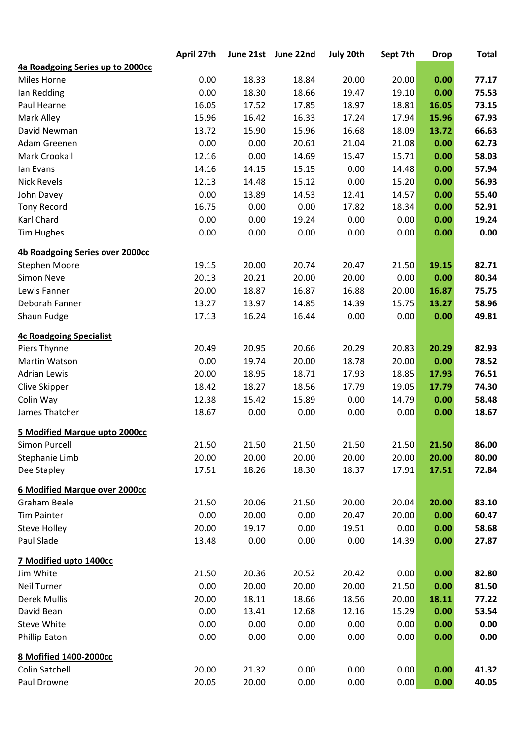| | April 27th | June 21st | June 22nd | July 20th | Sept 7th | Drop | Total |
|---|---|---|---|---|---|---|---|
| **4a Roadgoing Series up to 2000cc** | | | | | | | |
| Miles Horne | 0.00 | 18.33 | 18.84 | 20.00 | 20.00 | **0.00** | **77.17** |
| Ian Redding | 0.00 | 18.30 | 18.66 | 19.47 | 19.10 | **0.00** | **75.53** |
| Paul Hearne | 16.05 | 17.52 | 17.85 | 18.97 | 18.81 | **16.05** | **73.15** |
| Mark Alley | 15.96 | 16.42 | 16.33 | 17.24 | 17.94 | **15.96** | **67.93** |
| David Newman | 13.72 | 15.90 | 15.96 | 16.68 | 18.09 | **13.72** | **66.63** |
| Adam Greenen | 0.00 | 0.00 | 20.61 | 21.04 | 21.08 | **0.00** | **62.73** |
| Mark Crookall | 12.16 | 0.00 | 14.69 | 15.47 | 15.71 | **0.00** | **58.03** |
| Ian Evans | 14.16 | 14.15 | 15.15 | 0.00 | 14.48 | **0.00** | **57.94** |
| Nick Revels | 12.13 | 14.48 | 15.12 | 0.00 | 15.20 | **0.00** | **56.93** |
| John Davey | 0.00 | 13.89 | 14.53 | 12.41 | 14.57 | **0.00** | **55.40** |
| Tony Record | 16.75 | 0.00 | 0.00 | 17.82 | 18.34 | **0.00** | **52.91** |
| Karl Chard | 0.00 | 0.00 | 19.24 | 0.00 | 0.00 | **0.00** | **19.24** |
| Tim Hughes | 0.00 | 0.00 | 0.00 | 0.00 | 0.00 | **0.00** | **0.00** |
| **4b Roadgoing Series over 2000cc** | | | | | | | |
| Stephen Moore | 19.15 | 20.00 | 20.74 | 20.47 | 21.50 | **19.15** | **82.71** |
| Simon Neve | 20.13 | 20.21 | 20.00 | 20.00 | 0.00 | **0.00** | **80.34** |
| Lewis Fanner | 20.00 | 18.87 | 16.87 | 16.88 | 20.00 | **16.87** | **75.75** |
| Deborah Fanner | 13.27 | 13.97 | 14.85 | 14.39 | 15.75 | **13.27** | **58.96** |
| Shaun Fudge | 17.13 | 16.24 | 16.44 | 0.00 | 0.00 | **0.00** | **49.81** |
| **4c Roadgoing Specialist** | | | | | | | |
| Piers Thynne | 20.49 | 20.95 | 20.66 | 20.29 | 20.83 | **20.29** | **82.93** |
| Martin Watson | 0.00 | 19.74 | 20.00 | 18.78 | 20.00 | **0.00** | **78.52** |
| Adrian Lewis | 20.00 | 18.95 | 18.71 | 17.93 | 18.85 | **17.93** | **76.51** |
| Clive Skipper | 18.42 | 18.27 | 18.56 | 17.79 | 19.05 | **17.79** | **74.30** |
| Colin Way | 12.38 | 15.42 | 15.89 | 0.00 | 14.79 | **0.00** | **58.48** |
| James Thatcher | 18.67 | 0.00 | 0.00 | 0.00 | 0.00 | **0.00** | **18.67** |
| **5 Modified Marque upto 2000cc** | | | | | | | |
| Simon Purcell | 21.50 | 21.50 | 21.50 | 21.50 | 21.50 | **21.50** | **86.00** |
| Stephanie Limb | 20.00 | 20.00 | 20.00 | 20.00 | 20.00 | **20.00** | **80.00** |
| Dee Stapley | 17.51 | 18.26 | 18.30 | 18.37 | 17.91 | **17.51** | **72.84** |
| **6 Modified Marque over 2000cc** | | | | | | | |
| Graham Beale | 21.50 | 20.06 | 21.50 | 20.00 | 20.04 | **20.00** | **83.10** |
| Tim Painter | 0.00 | 20.00 | 0.00 | 20.47 | 20.00 | **0.00** | **60.47** |
| Steve Holley | 20.00 | 19.17 | 0.00 | 19.51 | 0.00 | **0.00** | **58.68** |
| Paul Slade | 13.48 | 0.00 | 0.00 | 0.00 | 14.39 | **0.00** | **27.87** |
| **7 Modified upto 1400cc** | | | | | | | |
| Jim White | 21.50 | 20.36 | 20.52 | 20.42 | 0.00 | **0.00** | **82.80** |
| Neil Turner | 0.00 | 20.00 | 20.00 | 20.00 | 21.50 | **0.00** | **81.50** |
| Derek Mullis | 20.00 | 18.11 | 18.66 | 18.56 | 20.00 | **18.11** | **77.22** |
| David Bean | 0.00 | 13.41 | 12.68 | 12.16 | 15.29 | **0.00** | **53.54** |
| Steve White | 0.00 | 0.00 | 0.00 | 0.00 | 0.00 | **0.00** | **0.00** |
| Phillip Eaton | 0.00 | 0.00 | 0.00 | 0.00 | 0.00 | **0.00** | **0.00** |
| **8 Mofified 1400-2000cc** | | | | | | | |
| Colin Satchell | 20.00 | 21.32 | 0.00 | 0.00 | 0.00 | **0.00** | **41.32** |
| Paul Drowne | 20.05 | 20.00 | 0.00 | 0.00 | 0.00 | **0.00** | **40.05** |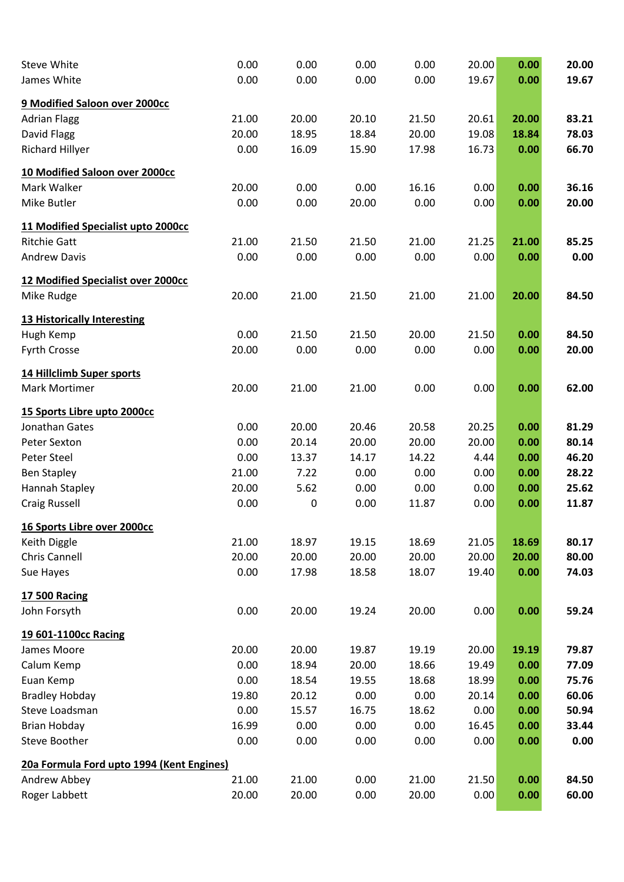| | | | | | | | |
|---|---|---|---|---|---|---|---|
| Steve White | 0.00 | 0.00 | 0.00 | 0.00 | 20.00 | **0.00** | **20.00** |
| James White | 0.00 | 0.00 | 0.00 | 0.00 | 19.67 | **0.00** | **19.67** |
| **9 Modified Saloon over 2000cc** | | | | | | | |
| Adrian Flagg | 21.00 | 20.00 | 20.10 | 21.50 | 20.61 | **20.00** | **83.21** |
| David Flagg | 20.00 | 18.95 | 18.84 | 20.00 | 19.08 | **18.84** | **78.03** |
| Richard Hillyer | 0.00 | 16.09 | 15.90 | 17.98 | 16.73 | **0.00** | **66.70** |
| **10 Modified Saloon over 2000cc** | | | | | | | |
| Mark Walker | 20.00 | 0.00 | 0.00 | 16.16 | 0.00 | **0.00** | **36.16** |
| Mike Butler | 0.00 | 0.00 | 20.00 | 0.00 | 0.00 | **0.00** | **20.00** |
| **11 Modified Specialist upto 2000cc** | | | | | | | |
| Ritchie Gatt | 21.00 | 21.50 | 21.50 | 21.00 | 21.25 | **21.00** | **85.25** |
| Andrew Davis | 0.00 | 0.00 | 0.00 | 0.00 | 0.00 | **0.00** | **0.00** |
| **12 Modified Specialist over 2000cc** | | | | | | | |
| Mike Rudge | 20.00 | 21.00 | 21.50 | 21.00 | 21.00 | **20.00** | **84.50** |
| **13 Historically Interesting** | | | | | | | |
| Hugh Kemp | 0.00 | 21.50 | 21.50 | 20.00 | 21.50 | **0.00** | **84.50** |
| Fyrth Crosse | 20.00 | 0.00 | 0.00 | 0.00 | 0.00 | **0.00** | **20.00** |
| **14 Hillclimb Super sports** | | | | | | | |
| Mark Mortimer | 20.00 | 21.00 | 21.00 | 0.00 | 0.00 | **0.00** | **62.00** |
| **15 Sports Libre upto 2000cc** | | | | | | | |
| Jonathan Gates | 0.00 | 20.00 | 20.46 | 20.58 | 20.25 | **0.00** | **81.29** |
| Peter Sexton | 0.00 | 20.14 | 20.00 | 20.00 | 20.00 | **0.00** | **80.14** |
| Peter Steel | 0.00 | 13.37 | 14.17 | 14.22 | 4.44 | **0.00** | **46.20** |
| Ben Stapley | 21.00 | 7.22 | 0.00 | 0.00 | 0.00 | **0.00** | **28.22** |
| Hannah Stapley | 20.00 | 5.62 | 0.00 | 0.00 | 0.00 | **0.00** | **25.62** |
| Craig Russell | 0.00 | 0 | 0.00 | 11.87 | 0.00 | **0.00** | **11.87** |
| **16 Sports Libre over 2000cc** | | | | | | | |
| Keith Diggle | 21.00 | 18.97 | 19.15 | 18.69 | 21.05 | **18.69** | **80.17** |
| Chris Cannell | 20.00 | 20.00 | 20.00 | 20.00 | 20.00 | **20.00** | **80.00** |
| Sue Hayes | 0.00 | 17.98 | 18.58 | 18.07 | 19.40 | **0.00** | **74.03** |
| **17 500 Racing** | | | | | | | |
| John Forsyth | 0.00 | 20.00 | 19.24 | 20.00 | 0.00 | **0.00** | **59.24** |
| **19 601-1100cc Racing** | | | | | | | |
| James Moore | 20.00 | 20.00 | 19.87 | 19.19 | 20.00 | **19.19** | **79.87** |
| Calum Kemp | 0.00 | 18.94 | 20.00 | 18.66 | 19.49 | **0.00** | **77.09** |
| Euan Kemp | 0.00 | 18.54 | 19.55 | 18.68 | 18.99 | **0.00** | **75.76** |
| Bradley Hobday | 19.80 | 20.12 | 0.00 | 0.00 | 20.14 | **0.00** | **60.06** |
| Steve Loadsman | 0.00 | 15.57 | 16.75 | 18.62 | 0.00 | **0.00** | **50.94** |
| Brian Hobday | 16.99 | 0.00 | 0.00 | 0.00 | 16.45 | **0.00** | **33.44** |
| Steve Boother | 0.00 | 0.00 | 0.00 | 0.00 | 0.00 | **0.00** | **0.00** |
| **20a Formula Ford upto 1994 (Kent Engines)** | | | | | | | |
| Andrew Abbey | 21.00 | 21.00 | 0.00 | 21.00 | 21.50 | **0.00** | **84.50** |
| Roger Labbett | 20.00 | 20.00 | 0.00 | 20.00 | 0.00 | **0.00** | **60.00** |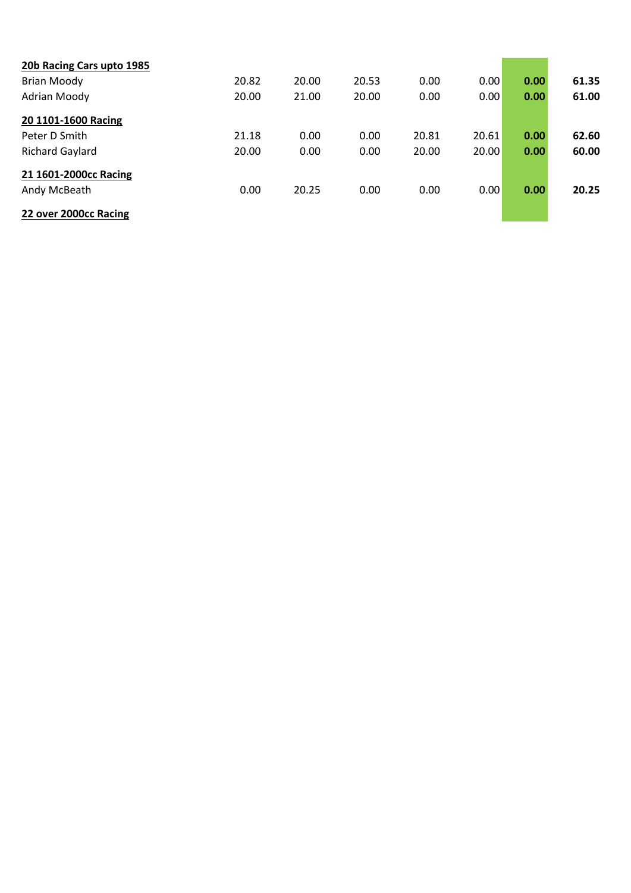| | | | | | | | |
|---|---|---|---|---|---|---|---|
| **20b Racing Cars upto 1985** | | | | | | | |
| Brian Moody | 20.82 | 20.00 | 20.53 | 0.00 | 0.00 | **0.00** | **61.35** |
| Adrian Moody | 20.00 | 21.00 | 20.00 | 0.00 | 0.00 | **0.00** | **61.00** |
| **20 1101-1600 Racing** | | | | | | | |
| Peter D Smith | 21.18 | 0.00 | 0.00 | 20.81 | 20.61 | **0.00** | **62.60** |
| Richard Gaylard | 20.00 | 0.00 | 0.00 | 20.00 | 20.00 | **0.00** | **60.00** |
| **21 1601-2000cc Racing** | | | | | | | |
| Andy McBeath | 0.00 | 20.25 | 0.00 | 0.00 | 0.00 | **0.00** | **20.25** |
| **22 over 2000cc Racing** | | | | | | | |